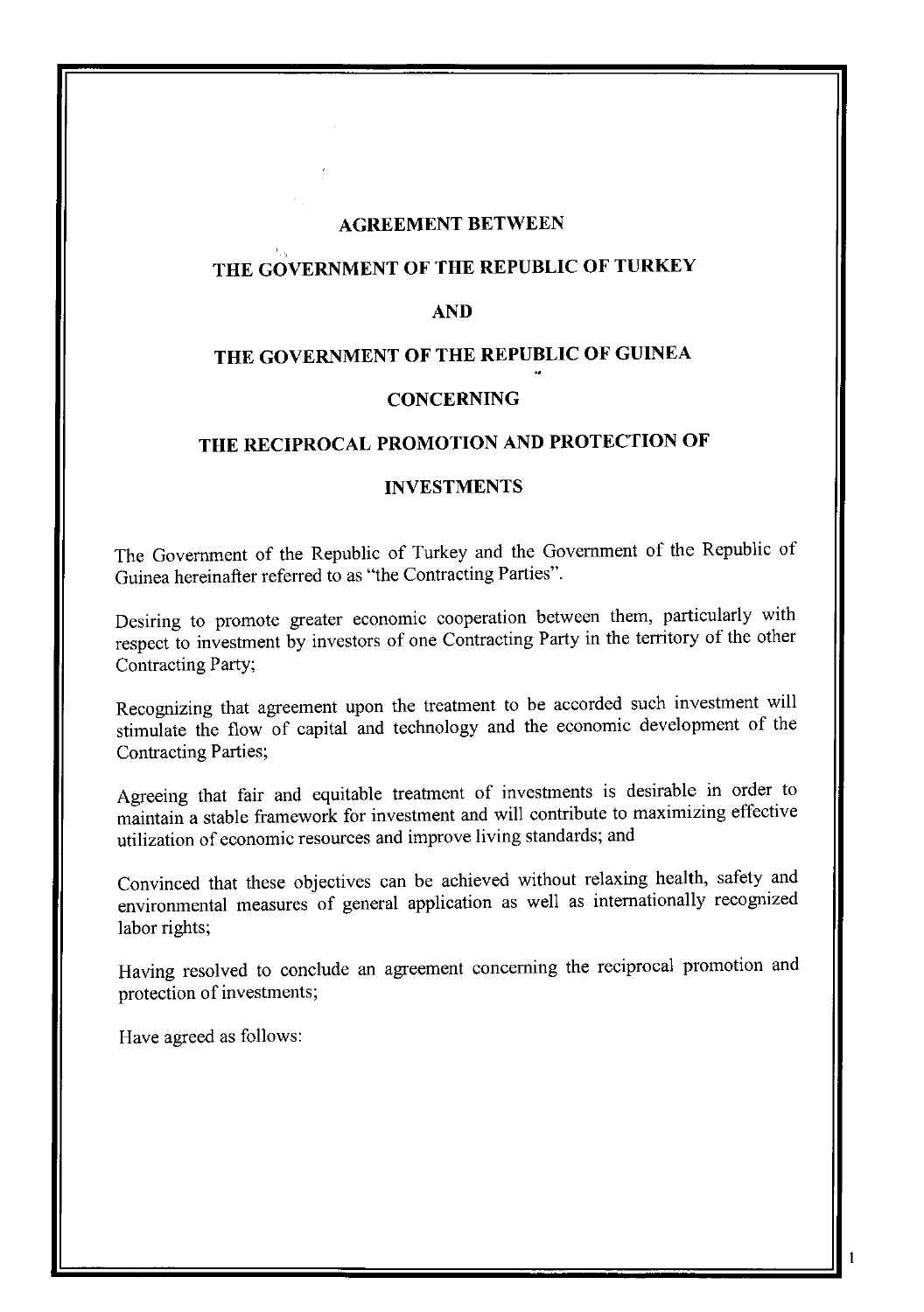# AGREEMENT BETWEEN

# THE GOVERNMENT OF THE REPUBLIC OF TURKEY

# AND

# THE GOVERNMENT OF THE REPUBLIC OF GUINEA

# CONCERNING

# THE RECIPROCAL PROMOTION AND PROTECTION OF INVESTMENTS

The Government of the Republic of Turkey and the Government of the Republic of Guinea hereinafter referred to as "the Contracting Parties".

Desiring to promote greater economic cooperation between them, particularly with respect to investment by investors of one Contracting Party in the territory of the other Contracting Party;

Recognizing that agreement upon the treatment to be accorded such investment will stimulate the flow of capital and technology and the economic development of the Contracting Parties;

Agreeing that fair and equitable treatment of investments is desirable in order to maintain a stable framework for investment and will contribute to maximizing effective utilization of economic resources and improve living standards; and

Convinced that these objectives can be achieved without relaxing health, safety and environmental measures of general application as well as internationally recognized labor rights;

Having resolved to conclude an agreement concerning the reciprocal promotion and protection of investments;

Have agreed as follows: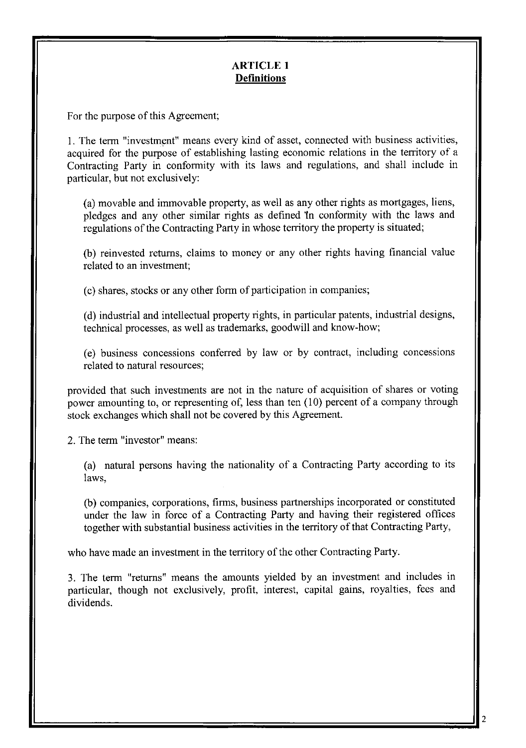## ARTICLE 1
## Definitions

For the purpose of this Agreement;

1. The term "investment" means every kind of asset, connected with business activities, acquired for the purpose of establishing lasting economic relations in the territory of a Contracting Party in conformity with its laws and regulations, and shall include in particular, but not exclusively:

(a) movable and immovable property, as well as any other rights as mortgages, liens, pledges and any other similar rights as defined in conformity with the laws and regulations of the Contracting Party in whose territory the property is situated;

(b) reinvested returns, claims to money or any other rights having financial value related to an investment;

(c) shares, stocks or any other form of participation in companies;

(d) industrial and intellectual property rights, in particular patents, industrial designs, technical processes, as well as trademarks, goodwill and know-how;

(e) business concessions conferred by law or by contract, including concessions related to natural resources;

provided that such investments are not in the nature of acquisition of shares or voting power amounting to, or representing of, less than ten (10) percent of a company through stock exchanges which shall not be covered by this Agreement.

2. The term "investor" means:

(a) natural persons having the nationality of a Contracting Party according to its laws,

(b) companies, corporations, firms, business partnerships incorporated or constituted under the law in force of a Contracting Party and having their registered offices together with substantial business activities in the territory of that Contracting Party,

who have made an investment in the territory of the other Contracting Party.

3. The term "returns" means the amounts yielded by an investment and includes in particular, though not exclusively, profit, interest, capital gains, royalties, fees and dividends.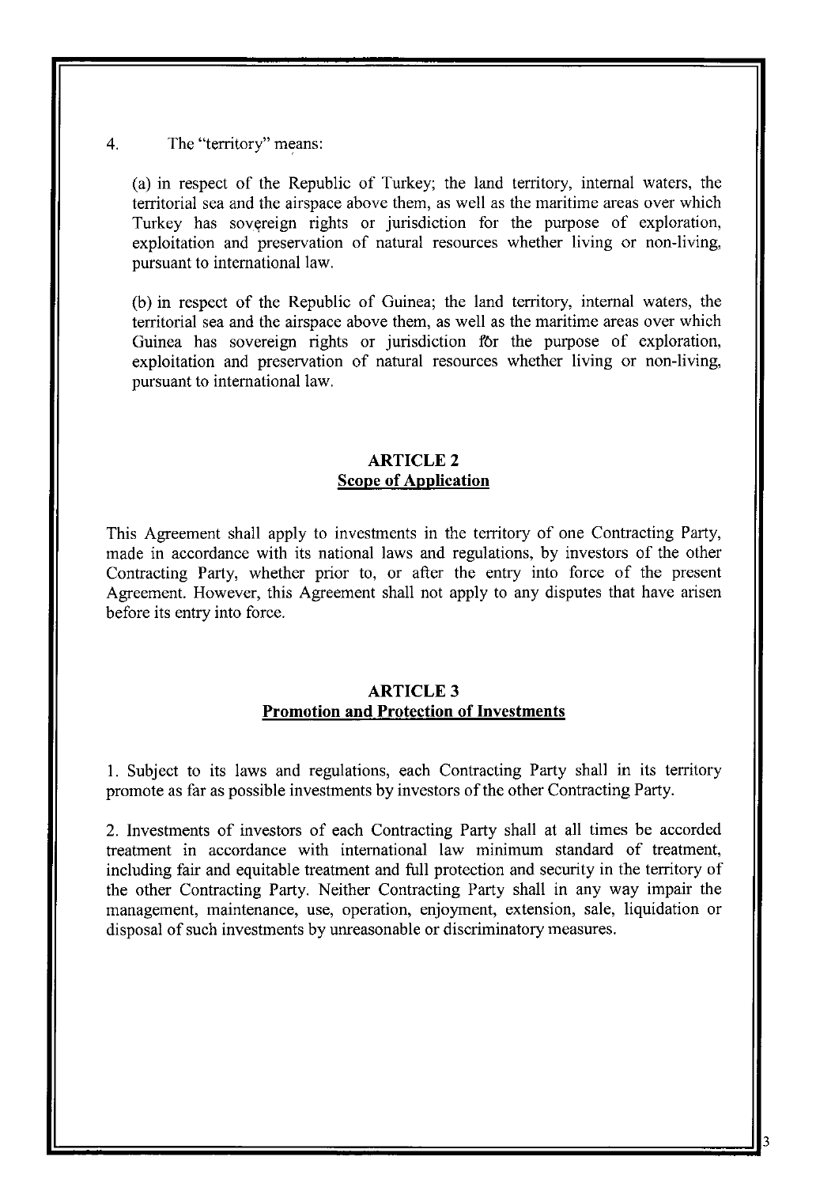4. The "territory" means:

(a) in respect of the Republic of Turkey; the land territory, internal waters, the territorial sea and the airspace above them, as well as the maritime areas over which Turkey has sovereign rights or jurisdiction for the purpose of exploration, exploitation and preservation of natural resources whether living or non-living, pursuant to international law.

(b) in respect of the Republic of Guinea; the land territory, internal waters, the territorial sea and the airspace above them, as well as the maritime areas over which Guinea has sovereign rights or jurisdiction for the purpose of exploration, exploitation and preservation of natural resources whether living or non-living, pursuant to international law.

## ARTICLE 2
## Scope of Application

This Agreement shall apply to investments in the territory of one Contracting Party, made in accordance with its national laws and regulations, by investors of the other Contracting Party, whether prior to, or after the entry into force of the present Agreement. However, this Agreement shall not apply to any disputes that have arisen before its entry into force.

## ARTICLE 3
## Promotion and Protection of Investments

1. Subject to its laws and regulations, each Contracting Party shall in its territory promote as far as possible investments by investors of the other Contracting Party.

2. Investments of investors of each Contracting Party shall at all times be accorded treatment in accordance with international law minimum standard of treatment, including fair and equitable treatment and full protection and security in the territory of the other Contracting Party. Neither Contracting Party shall in any way impair the management, maintenance, use, operation, enjoyment, extension, sale, liquidation or disposal of such investments by unreasonable or discriminatory measures.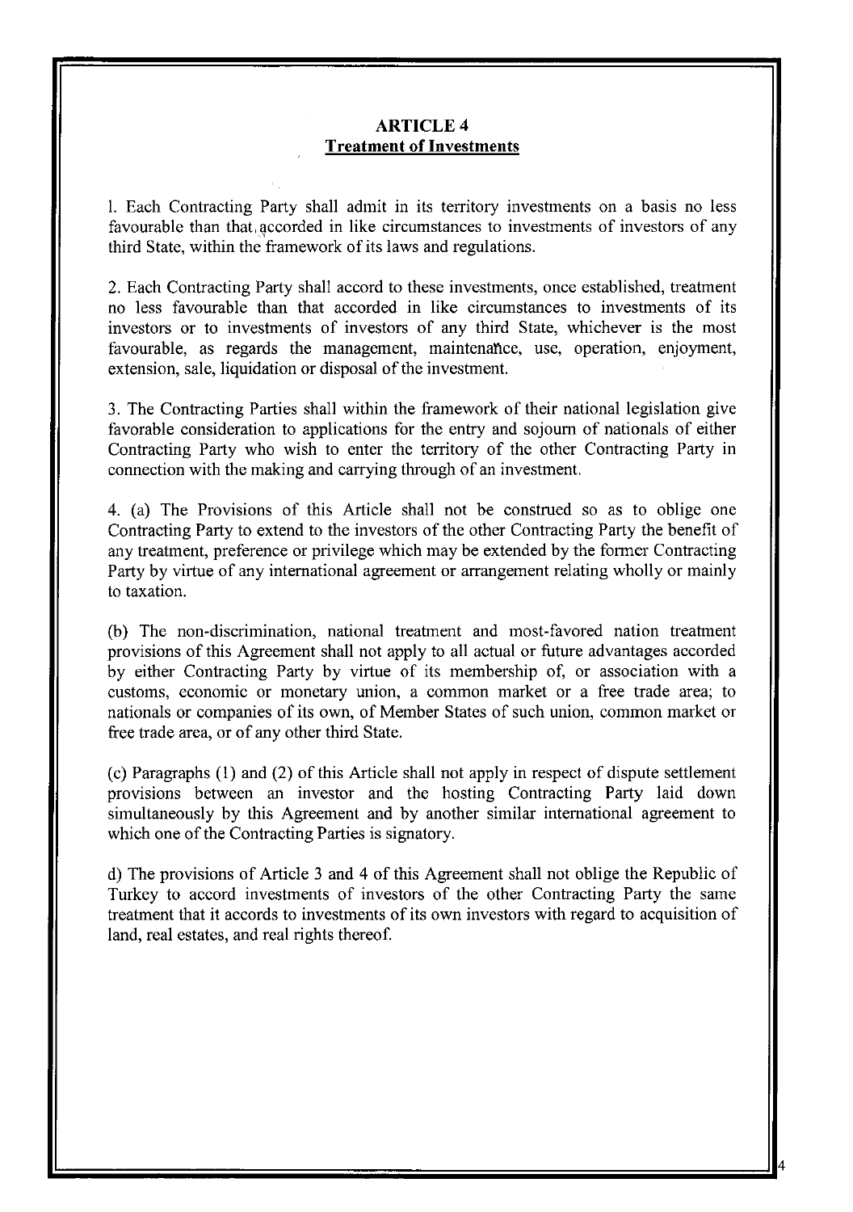## ARTICLE 4
## Treatment of Investments

1. Each Contracting Party shall admit in its territory investments on a basis no less favourable than that accorded in like circumstances to investments of investors of any third State, within the framework of its laws and regulations.

2. Each Contracting Party shall accord to these investments, once established, treatment no less favourable than that accorded in like circumstances to investments of its investors or to investments of investors of any third State, whichever is the most favourable, as regards the management, maintenance, use, operation, enjoyment, extension, sale, liquidation or disposal of the investment.

3. The Contracting Parties shall within the framework of their national legislation give favorable consideration to applications for the entry and sojourn of nationals of either Contracting Party who wish to enter the territory of the other Contracting Party in connection with the making and carrying through of an investment.

4. (a) The Provisions of this Article shall not be construed so as to oblige one Contracting Party to extend to the investors of the other Contracting Party the benefit of any treatment, preference or privilege which may be extended by the former Contracting Party by virtue of any international agreement or arrangement relating wholly or mainly to taxation.

(b) The non-discrimination, national treatment and most-favored nation treatment provisions of this Agreement shall not apply to all actual or future advantages accorded by either Contracting Party by virtue of its membership of, or association with a customs, economic or monetary union, a common market or a free trade area; to nationals or companies of its own, of Member States of such union, common market or free trade area, or of any other third State.

(c) Paragraphs (1) and (2) of this Article shall not apply in respect of dispute settlement provisions between an investor and the hosting Contracting Party laid down simultaneously by this Agreement and by another similar international agreement to which one of the Contracting Parties is signatory.

d) The provisions of Article 3 and 4 of this Agreement shall not oblige the Republic of Turkey to accord investments of investors of the other Contracting Party the same treatment that it accords to investments of its own investors with regard to acquisition of land, real estates, and real rights thereof.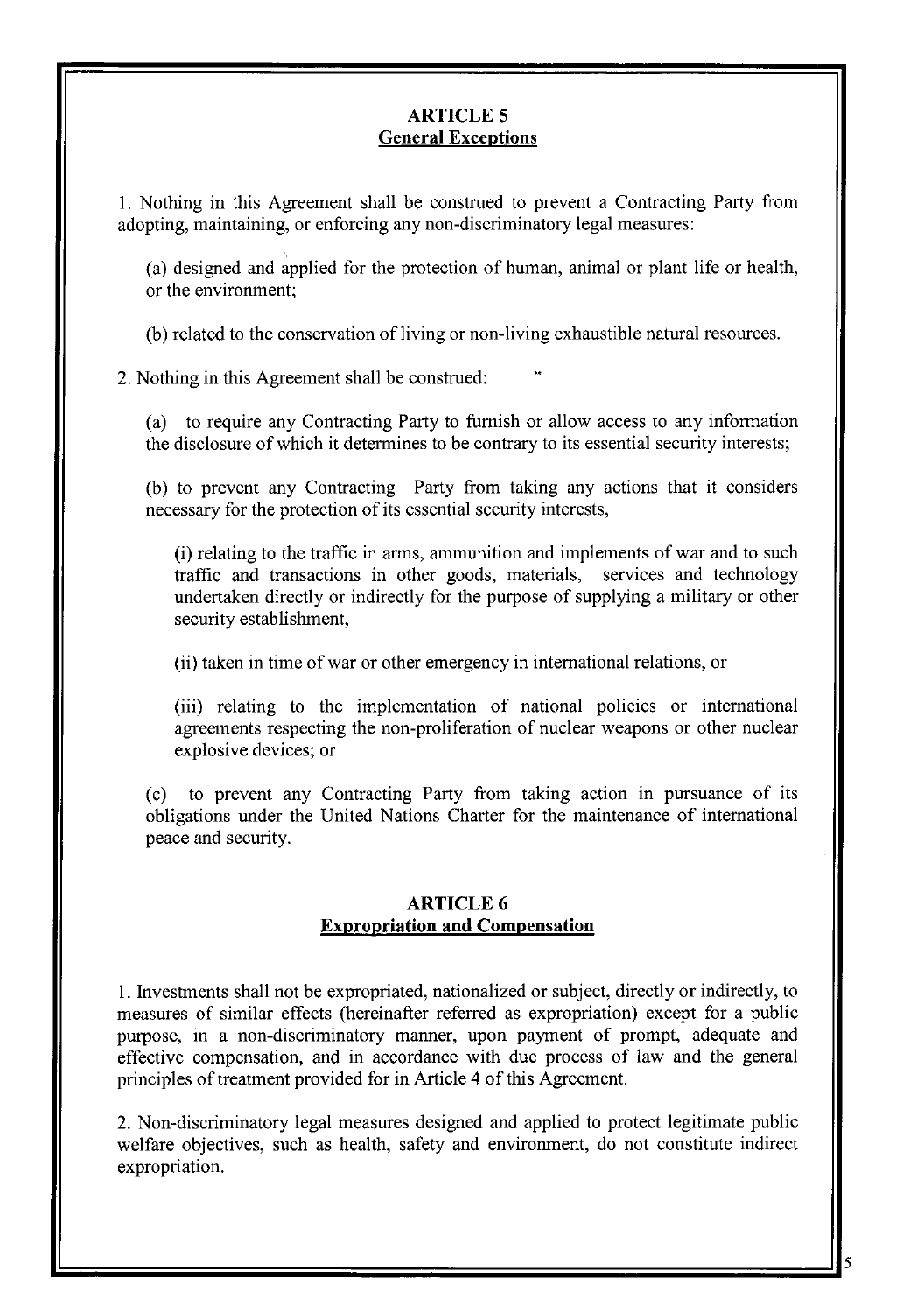## ARTICLE 5
## General Exceptions

1. Nothing in this Agreement shall be construed to prevent a Contracting Party from adopting, maintaining, or enforcing any non-discriminatory legal measures:

   (a) designed and applied for the protection of human, animal or plant life or health, or the environment;

   (b) related to the conservation of living or non-living exhaustible natural resources.

2. Nothing in this Agreement shall be construed:

   (a) to require any Contracting Party to furnish or allow access to any information the disclosure of which it determines to be contrary to its essential security interests;

   (b) to prevent any Contracting Party from taking any actions that it considers necessary for the protection of its essential security interests,

      (i) relating to the traffic in arms, ammunition and implements of war and to such traffic and transactions in other goods, materials, services and technology undertaken directly or indirectly for the purpose of supplying a military or other security establishment,

      (ii) taken in time of war or other emergency in international relations, or

      (iii) relating to the implementation of national policies or international agreements respecting the non-proliferation of nuclear weapons or other nuclear explosive devices; or

   (c) to prevent any Contracting Party from taking action in pursuance of its obligations under the United Nations Charter for the maintenance of international peace and security.

## ARTICLE 6
## Expropriation and Compensation

1. Investments shall not be expropriated, nationalized or subject, directly or indirectly, to measures of similar effects (hereinafter referred as expropriation) except for a public purpose, in a non-discriminatory manner, upon payment of prompt, adequate and effective compensation, and in accordance with due process of law and the general principles of treatment provided for in Article 4 of this Agreement.

2. Non-discriminatory legal measures designed and applied to protect legitimate public welfare objectives, such as health, safety and environment, do not constitute indirect expropriation.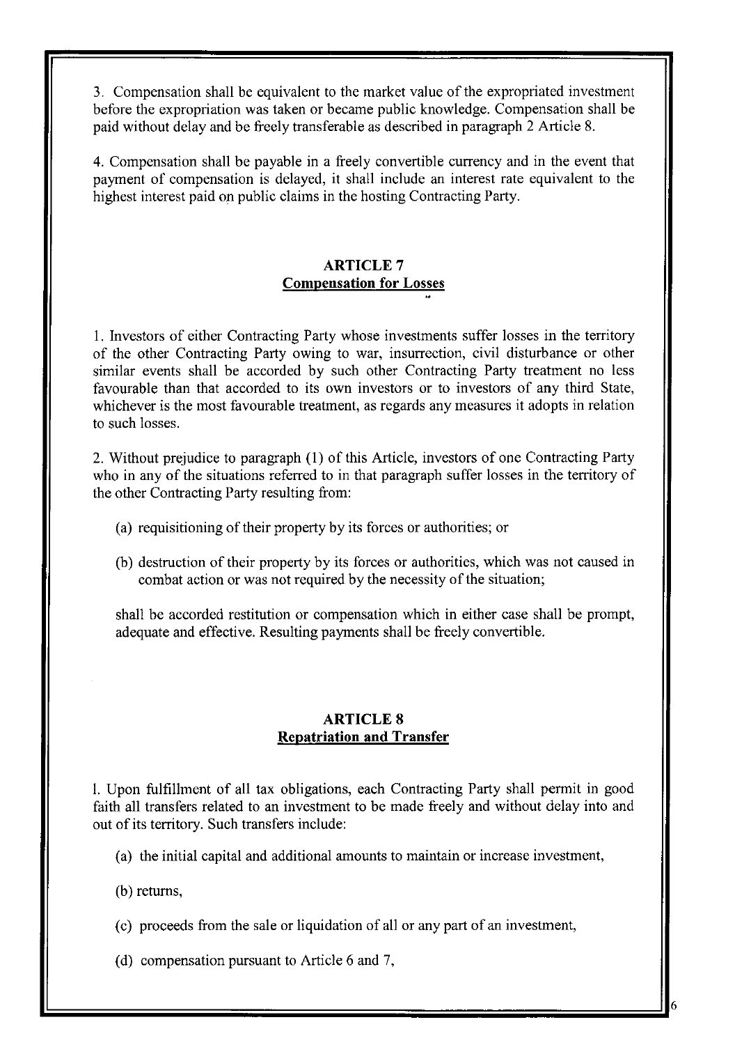3. Compensation shall be equivalent to the market value of the expropriated investment before the expropriation was taken or became public knowledge. Compensation shall be paid without delay and be freely transferable as described in paragraph 2 Article 8.

4. Compensation shall be payable in a freely convertible currency and in the event that payment of compensation is delayed, it shall include an interest rate equivalent to the highest interest paid on public claims in the hosting Contracting Party.

## ARTICLE 7
## Compensation for Losses

1. Investors of either Contracting Party whose investments suffer losses in the territory of the other Contracting Party owing to war, insurrection, civil disturbance or other similar events shall be accorded by such other Contracting Party treatment no less favourable than that accorded to its own investors or to investors of any third State, whichever is the most favourable treatment, as regards any measures it adopts in relation to such losses.

2. Without prejudice to paragraph (1) of this Article, investors of one Contracting Party who in any of the situations referred to in that paragraph suffer losses in the territory of the other Contracting Party resulting from:

(a) requisitioning of their property by its forces or authorities; or

(b) destruction of their property by its forces or authorities, which was not caused in combat action or was not required by the necessity of the situation;

shall be accorded restitution or compensation which in either case shall be prompt, adequate and effective. Resulting payments shall be freely convertible.

## ARTICLE 8
## Repatriation and Transfer

1. Upon fulfillment of all tax obligations, each Contracting Party shall permit in good faith all transfers related to an investment to be made freely and without delay into and out of its territory. Such transfers include:

(a) the initial capital and additional amounts to maintain or increase investment,

(b) returns,

(c) proceeds from the sale or liquidation of all or any part of an investment,

(d) compensation pursuant to Article 6 and 7,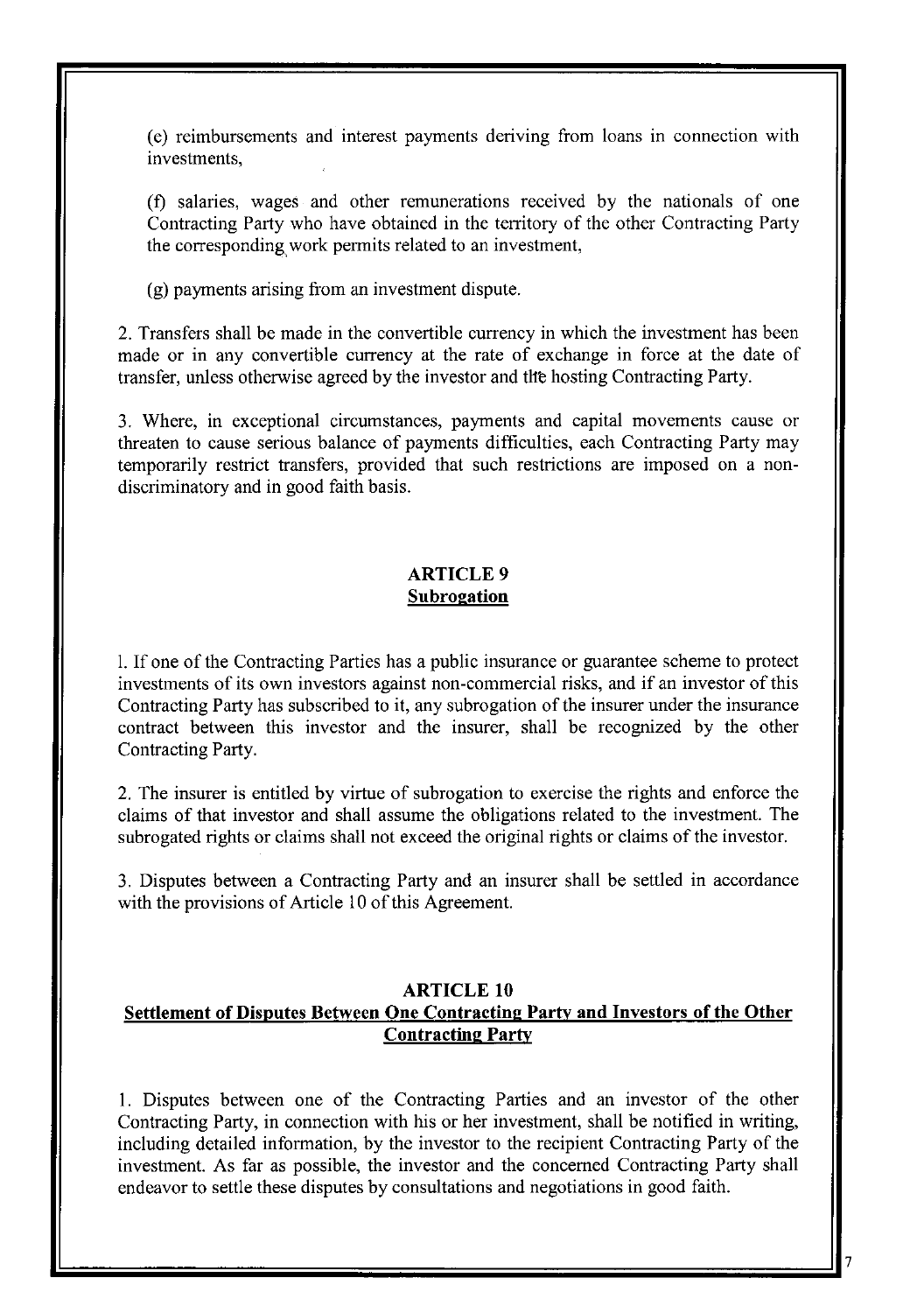(e) reimbursements and interest payments deriving from loans in connection with investments,

(f) salaries, wages and other remunerations received by the nationals of one Contracting Party who have obtained in the territory of the other Contracting Party the corresponding work permits related to an investment,

(g) payments arising from an investment dispute.

2. Transfers shall be made in the convertible currency in which the investment has been made or in any convertible currency at the rate of exchange in force at the date of transfer, unless otherwise agreed by the investor and the hosting Contracting Party.

3. Where, in exceptional circumstances, payments and capital movements cause or threaten to cause serious balance of payments difficulties, each Contracting Party may temporarily restrict transfers, provided that such restrictions are imposed on a non-discriminatory and in good faith basis.

## ARTICLE 9
## Subrogation

1. If one of the Contracting Parties has a public insurance or guarantee scheme to protect investments of its own investors against non-commercial risks, and if an investor of this Contracting Party has subscribed to it, any subrogation of the insurer under the insurance contract between this investor and the insurer, shall be recognized by the other Contracting Party.

2. The insurer is entitled by virtue of subrogation to exercise the rights and enforce the claims of that investor and shall assume the obligations related to the investment. The subrogated rights or claims shall not exceed the original rights or claims of the investor.

3. Disputes between a Contracting Party and an insurer shall be settled in accordance with the provisions of Article 10 of this Agreement.

## ARTICLE 10
## Settlement of Disputes Between One Contracting Party and Investors of the Other Contracting Party

1. Disputes between one of the Contracting Parties and an investor of the other Contracting Party, in connection with his or her investment, shall be notified in writing, including detailed information, by the investor to the recipient Contracting Party of the investment. As far as possible, the investor and the concerned Contracting Party shall endeavor to settle these disputes by consultations and negotiations in good faith.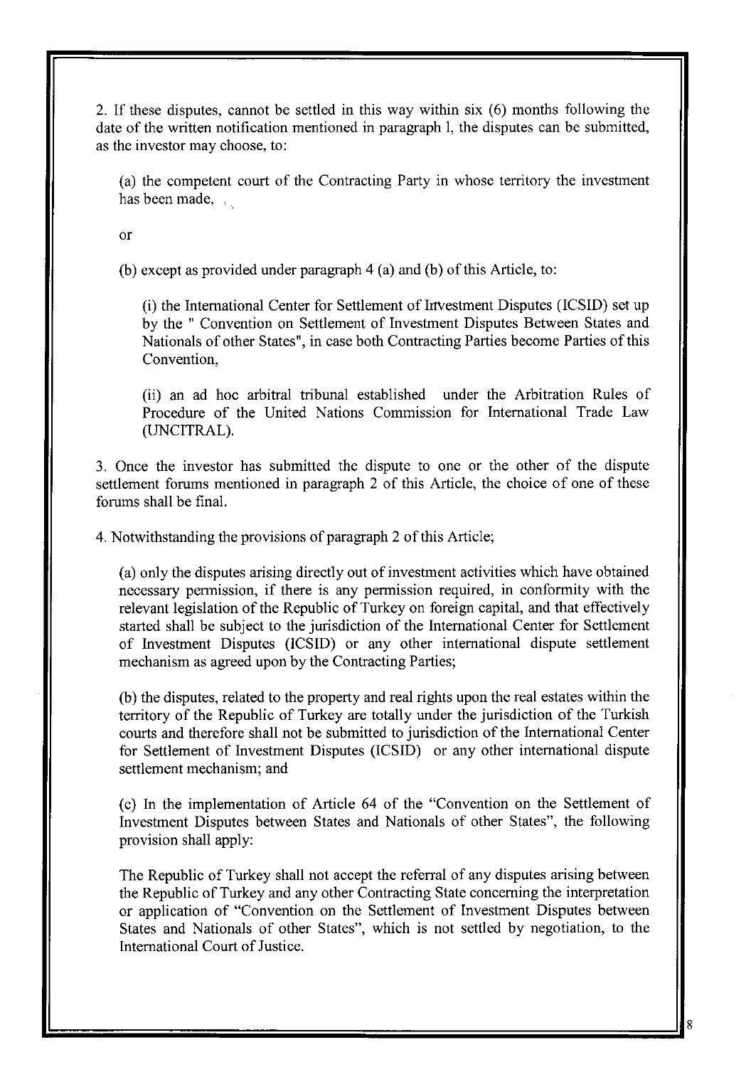2. If these disputes, cannot be settled in this way within six (6) months following the date of the written notification mentioned in paragraph 1, the disputes can be submitted, as the investor may choose, to:

(a) the competent court of the Contracting Party in whose territory the investment has been made,

or

(b) except as provided under paragraph 4 (a) and (b) of this Article, to:

(i) the International Center for Settlement of Investment Disputes (ICSID) set up by the " Convention on Settlement of Investment Disputes Between States and Nationals of other States", in case both Contracting Parties become Parties of this Convention,

(ii) an ad hoc arbitral tribunal established under the Arbitration Rules of Procedure of the United Nations Commission for International Trade Law (UNCITRAL).

3. Once the investor has submitted the dispute to one or the other of the dispute settlement forums mentioned in paragraph 2 of this Article, the choice of one of these forums shall be final.

4. Notwithstanding the provisions of paragraph 2 of this Article;

(a) only the disputes arising directly out of investment activities which have obtained necessary permission, if there is any permission required, in conformity with the relevant legislation of the Republic of Turkey on foreign capital, and that effectively started shall be subject to the jurisdiction of the International Center for Settlement of Investment Disputes (ICSID) or any other international dispute settlement mechanism as agreed upon by the Contracting Parties;

(b) the disputes, related to the property and real rights upon the real estates within the territory of the Republic of Turkey are totally under the jurisdiction of the Turkish courts and therefore shall not be submitted to jurisdiction of the International Center for Settlement of Investment Disputes (ICSID) or any other international dispute settlement mechanism; and

(c) In the implementation of Article 64 of the "Convention on the Settlement of Investment Disputes between States and Nationals of other States", the following provision shall apply:

The Republic of Turkey shall not accept the referral of any disputes arising between the Republic of Turkey and any other Contracting State concerning the interpretation or application of "Convention on the Settlement of Investment Disputes between States and Nationals of other States", which is not settled by negotiation, to the International Court of Justice.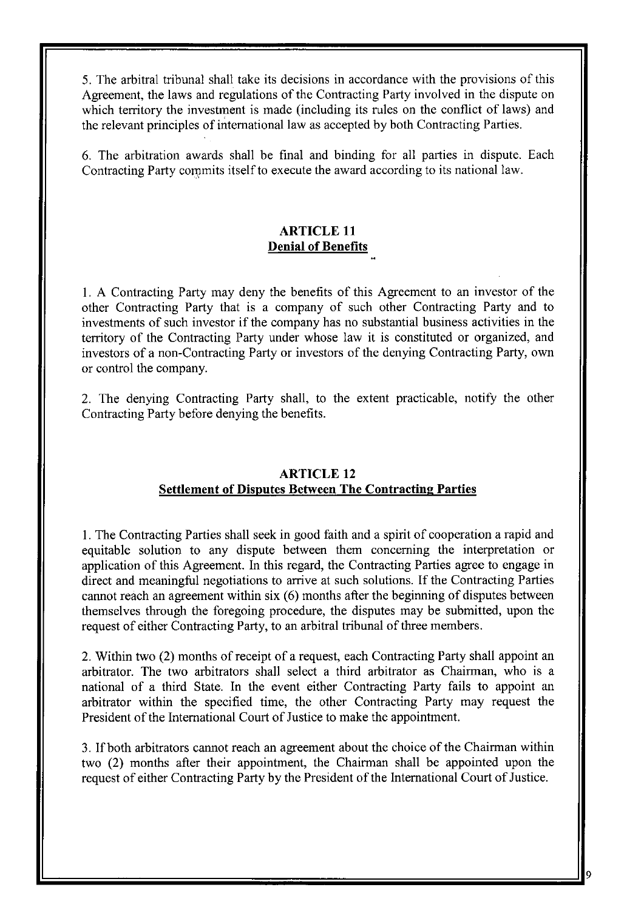5. The arbitral tribunal shall take its decisions in accordance with the provisions of this Agreement, the laws and regulations of the Contracting Party involved in the dispute on which territory the investment is made (including its rules on the conflict of laws) and the relevant principles of international law as accepted by both Contracting Parties.

6. The arbitration awards shall be final and binding for all parties in dispute. Each Contracting Party commits itself to execute the award according to its national law.

## ARTICLE 11
**Denial of Benefits**

1. A Contracting Party may deny the benefits of this Agreement to an investor of the other Contracting Party that is a company of such other Contracting Party and to investments of such investor if the company has no substantial business activities in the territory of the Contracting Party under whose law it is constituted or organized, and investors of a non-Contracting Party or investors of the denying Contracting Party, own or control the company.

2. The denying Contracting Party shall, to the extent practicable, notify the other Contracting Party before denying the benefits.

## ARTICLE 12
**Settlement of Disputes Between The Contracting Parties**

1. The Contracting Parties shall seek in good faith and a spirit of cooperation a rapid and equitable solution to any dispute between them concerning the interpretation or application of this Agreement. In this regard, the Contracting Parties agree to engage in direct and meaningful negotiations to arrive at such solutions. If the Contracting Parties cannot reach an agreement within six (6) months after the beginning of disputes between themselves through the foregoing procedure, the disputes may be submitted, upon the request of either Contracting Party, to an arbitral tribunal of three members.

2. Within two (2) months of receipt of a request, each Contracting Party shall appoint an arbitrator. The two arbitrators shall select a third arbitrator as Chairman, who is a national of a third State. In the event either Contracting Party fails to appoint an arbitrator within the specified time, the other Contracting Party may request the President of the International Court of Justice to make the appointment.

3. If both arbitrators cannot reach an agreement about the choice of the Chairman within two (2) months after their appointment, the Chairman shall be appointed upon the request of either Contracting Party by the President of the International Court of Justice.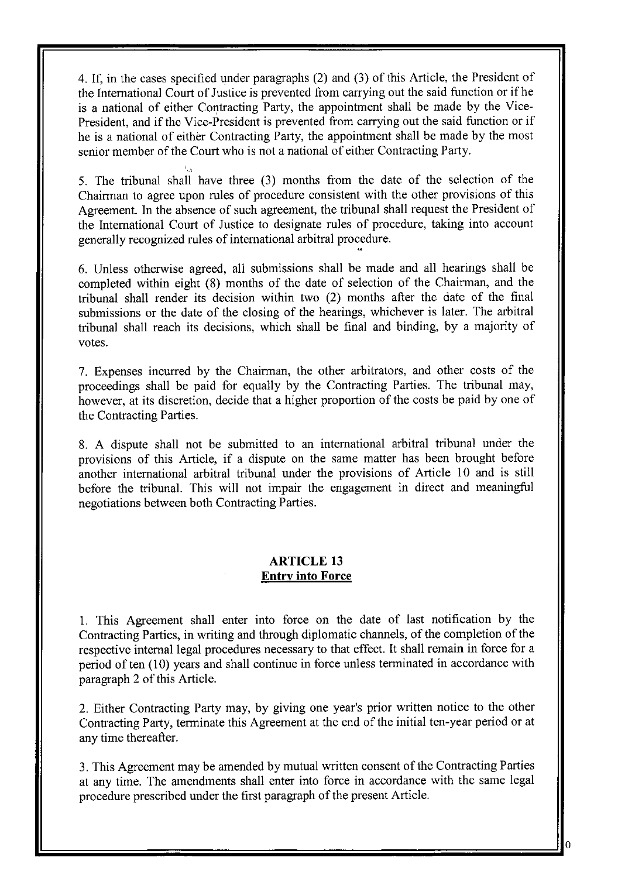4. If, in the cases specified under paragraphs (2) and (3) of this Article, the President of the International Court of Justice is prevented from carrying out the said function or if he is a national of either Contracting Party, the appointment shall be made by the Vice-President, and if the Vice-President is prevented from carrying out the said function or if he is a national of either Contracting Party, the appointment shall be made by the most senior member of the Court who is not a national of either Contracting Party.

5. The tribunal shall have three (3) months from the date of the selection of the Chairman to agree upon rules of procedure consistent with the other provisions of this Agreement. In the absence of such agreement, the tribunal shall request the President of the International Court of Justice to designate rules of procedure, taking into account generally recognized rules of international arbitral procedure.

6. Unless otherwise agreed, all submissions shall be made and all hearings shall be completed within eight (8) months of the date of selection of the Chairman, and the tribunal shall render its decision within two (2) months after the date of the final submissions or the date of the closing of the hearings, whichever is later. The arbitral tribunal shall reach its decisions, which shall be final and binding, by a majority of votes.

7. Expenses incurred by the Chairman, the other arbitrators, and other costs of the proceedings shall be paid for equally by the Contracting Parties. The tribunal may, however, at its discretion, decide that a higher proportion of the costs be paid by one of the Contracting Parties.

8. A dispute shall not be submitted to an international arbitral tribunal under the provisions of this Article, if a dispute on the same matter has been brought before another international arbitral tribunal under the provisions of Article 10 and is still before the tribunal. This will not impair the engagement in direct and meaningful negotiations between both Contracting Parties.

## ARTICLE 13
## Entry into Force

1. This Agreement shall enter into force on the date of last notification by the Contracting Parties, in writing and through diplomatic channels, of the completion of the respective internal legal procedures necessary to that effect. It shall remain in force for a period of ten (10) years and shall continue in force unless terminated in accordance with paragraph 2 of this Article.

2. Either Contracting Party may, by giving one year's prior written notice to the other Contracting Party, terminate this Agreement at the end of the initial ten-year period or at any time thereafter.

3. This Agreement may be amended by mutual written consent of the Contracting Parties at any time. The amendments shall enter into force in accordance with the same legal procedure prescribed under the first paragraph of the present Article.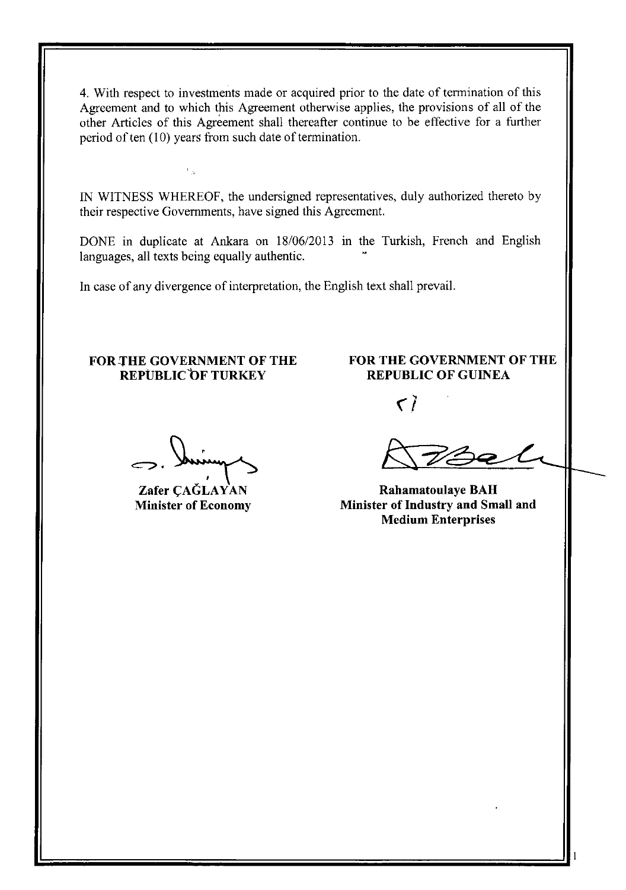4. With respect to investments made or acquired prior to the date of termination of this Agreement and to which this Agreement otherwise applies, the provisions of all of the other Articles of this Agreement shall thereafter continue to be effective for a further period of ten (10) years from such date of termination.

IN WITNESS WHEREOF, the undersigned representatives, duly authorized thereto by their respective Governments, have signed this Agreement.

DONE in duplicate at Ankara on 18/06/2013 in the Turkish, French and English languages, all texts being equally authentic.

In case of any divergence of interpretation, the English text shall prevail.

| | |
|---|---|
| **FOR THE GOVERNMENT OF THE REPUBLIC OF TURKEY** | **FOR THE GOVERNMENT OF THE REPUBLIC OF GUINEA** |
| **Zafer ÇAĞLAYAN**<br>**Minister of Economy** | **Rahamatoulaye BAH**<br>**Minister of Industry and Small and Medium Enterprises** |